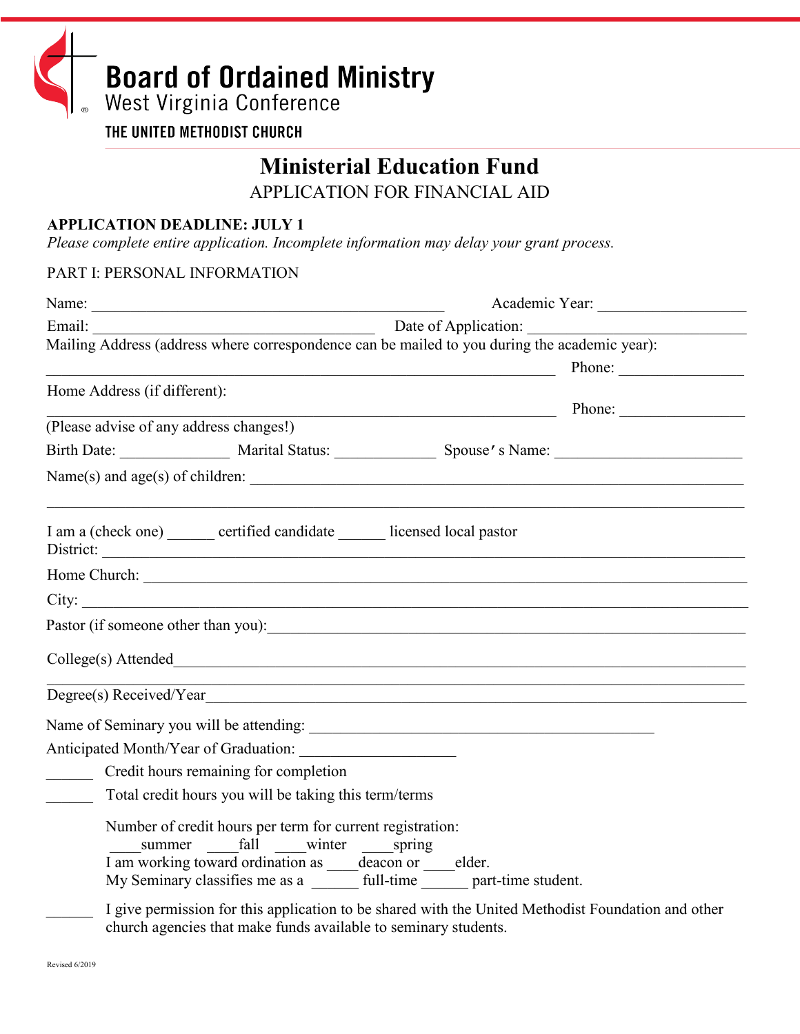# Board of Ordained Ministry
West Virginia Conference

THE UNITED METHODIST CHURCH

## Ministerial Education Fund

APPLICATION FOR FINANCIAL AID

**APPLICATION DEADLINE: JULY 1**

*Please complete entire application. Incomplete information may delay your grant process.*

PART I: PERSONAL INFORMATION

Name: _______________________________________________ Academic Year: ___________________

Email: _____________________________________ Date of Application: ___________________________

Mailing Address (address where correspondence can be mailed to you during the academic year):

____________________________________________________________________ Phone: ________________

Home Address (if different):

____________________________________________________________________ Phone: ________________

(Please advise of any address changes!)

Birth Date: ______________ Marital Status: _____________ Spouse's Name: _______________________

Name(s) and age(s) of children: __________________________________________________________________

______________________________________________________________________________________________

I am a (check one) ______ certified candidate ______ licensed local pastor

District: _____________________________________________________________________________________

Home Church: _________________________________________________________________________________

City: ________________________________________________________________________________________

Pastor (if someone other than you):_______________________________________________________________

College(s) Attended_____________________________________________________________________________

______________________________________________________________________________________________

Degree(s) Received/Year_________________________________________________________________________

Name of Seminary you will be attending: _____________________________________________

Anticipated Month/Year of Graduation: ____________________

______ Credit hours remaining for completion

______ Total credit hours you will be taking this term/terms

Number of credit hours per term for current registration:
____summer ____fall ____winter ____spring
I am working toward ordination as ____deacon or ____elder.
My Seminary classifies me as a ______ full-time ______ part-time student.

______ I give permission for this application to be shared with the United Methodist Foundation and other church agencies that make funds available to seminary students.

Revised 6/2019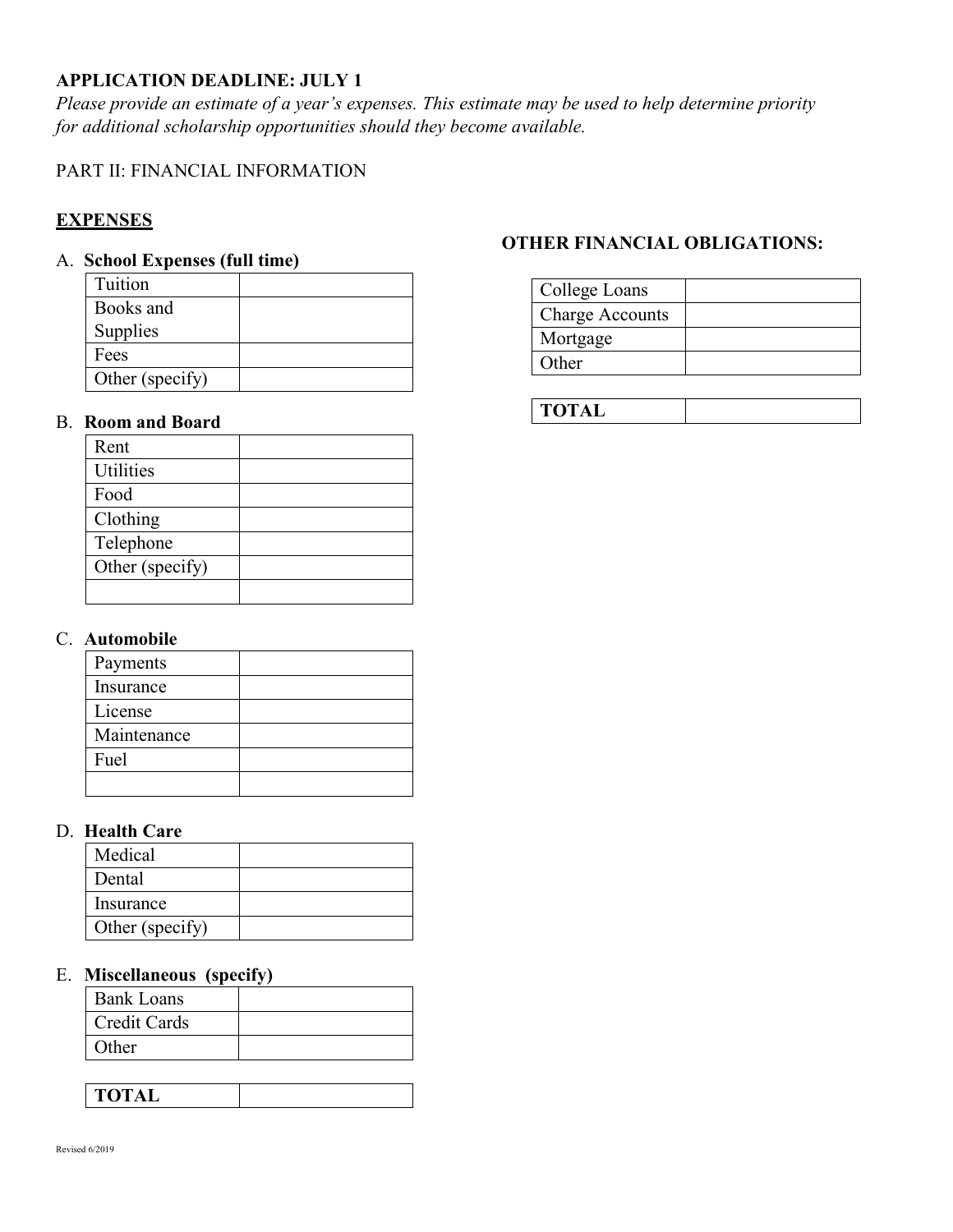**APPLICATION DEADLINE: JULY 1**

*Please provide an estimate of a year's expenses. This estimate may be used to help determine priority for additional scholarship opportunities should they become available.*

PART II: FINANCIAL INFORMATION

**<u>EXPENSES</u>**

A. **School Expenses (full time)**

| | |
|---|---|
| Tuition | |
| Books and Supplies | |
| Fees | |
| Other (specify) | |

B. **Room and Board**

| | |
|---|---|
| Rent | |
| Utilities | |
| Food | |
| Clothing | |
| Telephone | |
| Other (specify) | |
| | |

C. **Automobile**

| | |
|---|---|
| Payments | |
| Insurance | |
| License | |
| Maintenance | |
| Fuel | |
| | |

D. **Health Care**

| | |
|---|---|
| Medical | |
| Dental | |
| Insurance | |
| Other (specify) | |

E. **Miscellaneous (specify)**

| | |
|---|---|
| Bank Loans | |
| Credit Cards | |
| Other | |

| | |
|---|---|
| **TOTAL** | |

**OTHER FINANCIAL OBLIGATIONS:**

| | |
|---|---|
| College Loans | |
| Charge Accounts | |
| Mortgage | |
| Other | |

| | |
|---|---|
| **TOTAL** | |

Revised 6/2019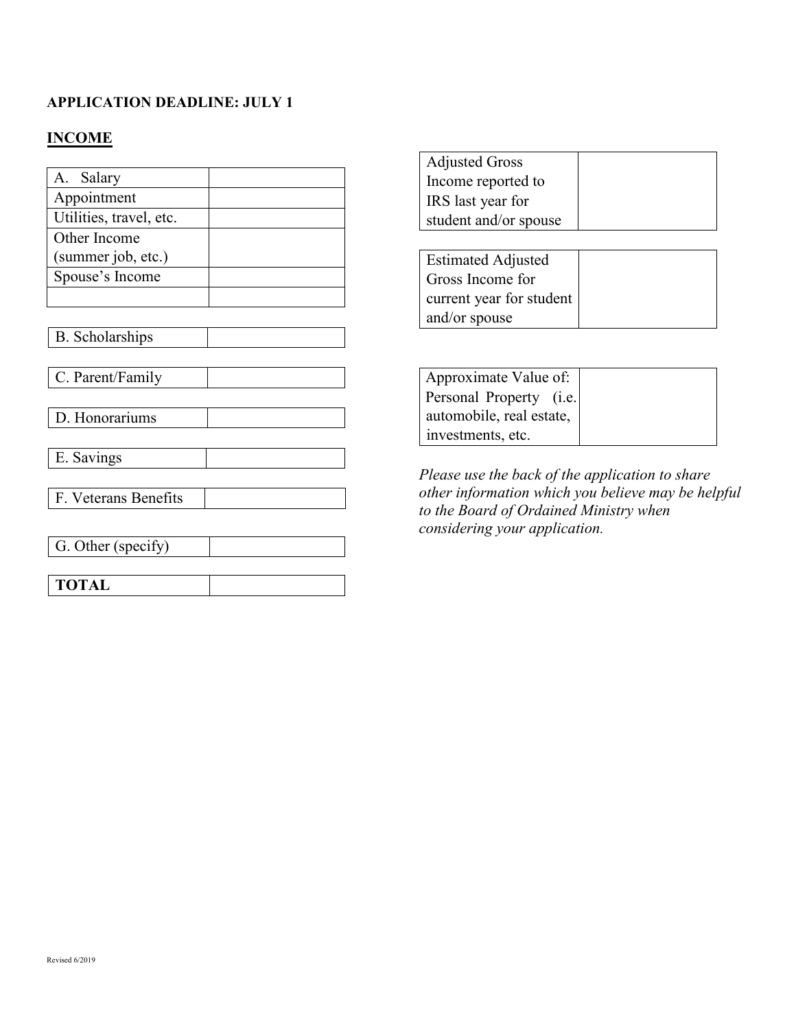**APPLICATION DEADLINE: JULY 1**

**INCOME**

| A. Salary | |
|---|---|
| Appointment | |
| Utilities, travel, etc. | |
| Other Income (summer job, etc.) | |
| Spouse's Income | |
| | |

| B. Scholarships | |
|---|---|

| C. Parent/Family | |
|---|---|

| D. Honorariums | |
|---|---|

| E. Savings | |
|---|---|

| F. Veterans Benefits | |
|---|---|

| G. Other (specify) | |
|---|---|

| **TOTAL** | |
|---|---|

| Adjusted Gross Income reported to IRS last year for student and/or spouse | |
|---|---|

| Estimated Adjusted Gross Income for current year for student and/or spouse | |
|---|---|

| Approximate Value of: Personal Property (i.e. automobile, real estate, investments, etc. | |
|---|---|

*Please use the back of the application to share other information which you believe may be helpful to the Board of Ordained Ministry when considering your application.*

Revised 6/2019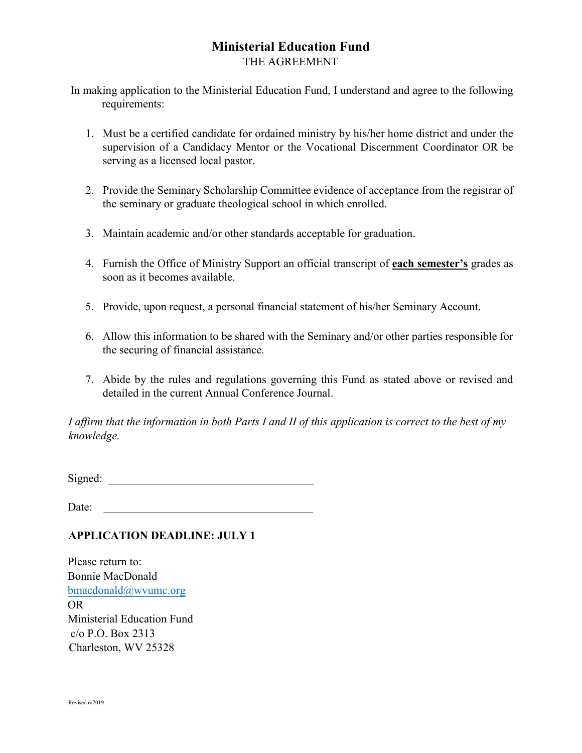# Ministerial Education Fund

THE AGREEMENT

In making application to the Ministerial Education Fund, I understand and agree to the following requirements:

1. Must be a certified candidate for ordained ministry by his/her home district and under the supervision of a Candidacy Mentor or the Vocational Discernment Coordinator OR be serving as a licensed local pastor.

2. Provide the Seminary Scholarship Committee evidence of acceptance from the registrar of the seminary or graduate theological school in which enrolled.

3. Maintain academic and/or other standards acceptable for graduation.

4. Furnish the Office of Ministry Support an official transcript of **each semester's** grades as soon as it becomes available.

5. Provide, upon request, a personal financial statement of his/her Seminary Account.

6. Allow this information to be shared with the Seminary and/or other parties responsible for the securing of financial assistance.

7. Abide by the rules and regulations governing this Fund as stated above or revised and detailed in the current Annual Conference Journal.

*I affirm that the information in both Parts I and II of this application is correct to the best of my knowledge.*

Signed: ___________________________________

Date: ___________________________________

**APPLICATION DEADLINE: JULY 1**

Please return to:
Bonnie MacDonald
bmacdonald@wvumc.org
OR
Ministerial Education Fund
c/o P.O. Box 2313
Charleston, WV 25328

Revised 6/2019